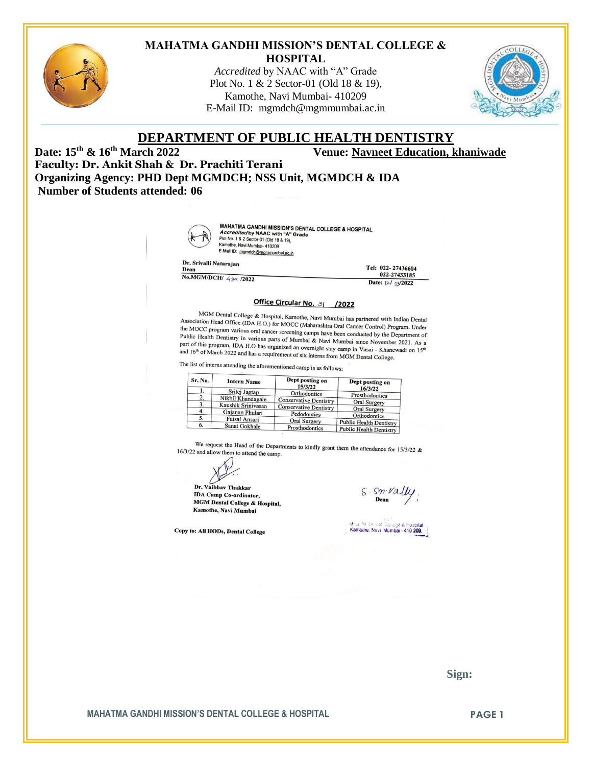# MAHATMA GANDHI MISSION'S DENTAL COLLEGE & HOSPITAL

*Accredited* by NAAC with "A" Grade
Plot No. 1 & 2 Sector-01 (Old 18 & 19),
Kamothe, Navi Mumbai- 410209
E-Mail ID: mgmdch@mgmmumbai.ac.in

## DEPARTMENT OF PUBLIC HEALTH DENTISTRY

**Date: 15th & 16th March 2022** **Venue: Navneet Education, khaniwade**

**Faculty: Dr. Ankit Shah & Dr. Prachiti Terani**

**Organizing Agency: PHD Dept MGMDCH; NSS Unit, MGMDCH & IDA**

**Number of Students attended: 06**

**MAHATMA GANDHI MISSION'S DENTAL COLLEGE & HOSPITAL**
***Accredited* by NAAC with "A" Grade**
Plot No. 1 & 2 Sector-01 (Old 18 & 19),
Kamothe, Navi Mumbai- 410209
E-Mail ID: mgmdch@mgmmumbai.ac.in

**Dr. Srivalli Natarajan**
**Dean**
**No.MGM/DCH/ 489 /2022**

**Tel: 022- 27436604**
**022-27433185**
**Date: 12/ 03/2022**

### Office Circular No. 31 /2022

MGM Dental College & Hospital, Kamothe, Navi Mumbai has partnered with Indian Dental Association Head Office (IDA H.O.) for MOCC (Maharashtra Oral Cancer Control) Program. Under the MOCC program various oral cancer screening camps have been conducted by the Department of Public Health Dentistry in various parts of Mumbai & Navi Mumbai since November 2021. As a part of this program, IDA H.O has organized an overnight stay camp in Vasai - Khanewadi on 15th and 16th of March 2022 and has a requirement of six interns from MGM Dental College.

The list of interns attending the aforementioned camp is as follows:

| Sr. No. | Intern Name | Dept posting on 15/3/22 | Dept posting on 16/3/22 |
|---|---|---|---|
| 1. | Sritej Jagtap | Orthodontics | Prosthodontics |
| 2. | Nikhil Khandagale | Conservative Dentistry | Oral Surgery |
| 3. | Kaushik Srinivasan | Conservative Dentistry | Oral Surgery |
| 4. | Gajanan Phulari | Pedodontics | Orthodontics |
| 5. | Faisal Ansari | Oral Surgery | Public Health Dentistry |
| 6. | Sanat Gokhale | Prosthodontics | Public Health Dentistry |

We request the Head of the Departments to kindly grant them the attendance for 15/3/22 & 16/3/22 and allow them to attend the camp.

**Dr. Vaibhav Thakkar**
**IDA Camp Co-ordinator,**
**MGM Dental College & Hospital,**
**Kamothe, Navi Mumbai**

S. Srivally
**Dean**

M.G.M. Dental College & Hospital
Kamothe, Navi Mumbai - 410 209.

**Copy to: All HODs, Dental College**

**Sign:**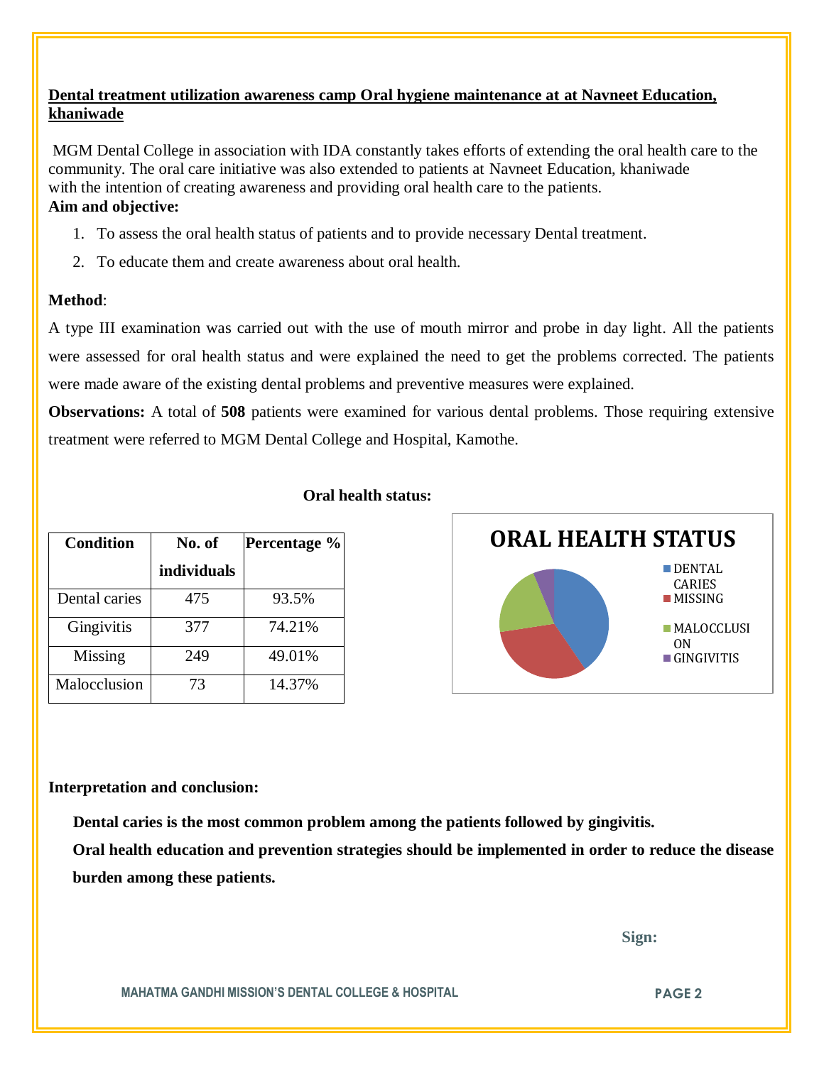**Dental treatment utilization awareness camp Oral hygiene maintenance at at Navneet Education, khaniwade**

MGM Dental College in association with IDA constantly takes efforts of extending the oral health care to the community. The oral care initiative was also extended to patients at Navneet Education, khaniwade with the intention of creating awareness and providing oral health care to the patients.

**Aim and objective:**

1. To assess the oral health status of patients and to provide necessary Dental treatment.
2. To educate them and create awareness about oral health.

**Method**:

A type III examination was carried out with the use of mouth mirror and probe in day light. All the patients were assessed for oral health status and were explained the need to get the problems corrected. The patients were made aware of the existing dental problems and preventive measures were explained.

**Observations:** A total of **508** patients were examined for various dental problems. Those requiring extensive treatment were referred to MGM Dental College and Hospital, Kamothe.

**Oral health status:**

| Condition | No. of individuals | Percentage % |
|---|---|---|
| Dental caries | 475 | 93.5% |
| Gingivitis | 377 | 74.21% |
| Missing | 249 | 49.01% |
| Malocclusion | 73 | 14.37% |

**ORAL HEALTH STATUS**

- DENTAL CARIES
- MISSING
- MALOCCLUSION
- GINGIVITIS

**Interpretation and conclusion:**

**Dental caries is the most common problem among the patients followed by gingivitis.**

**Oral health education and prevention strategies should be implemented in order to reduce the disease burden among these patients.**

**Sign:**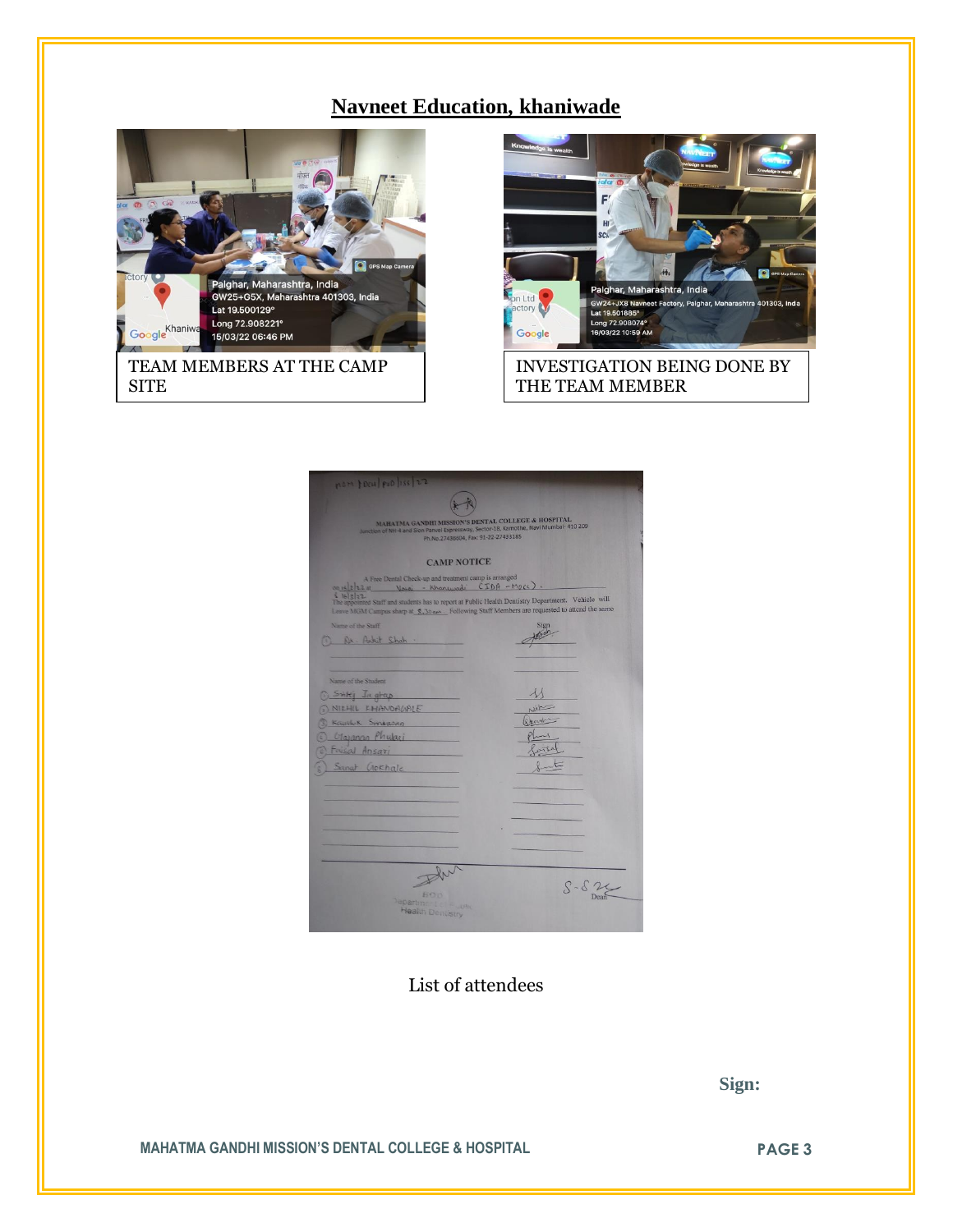## Navneet Education, khaniwade

TEAM MEMBERS AT THE CAMP SITE

INVESTIGATION BEING DONE BY THE TEAM MEMBER

List of attendees

**Sign:**